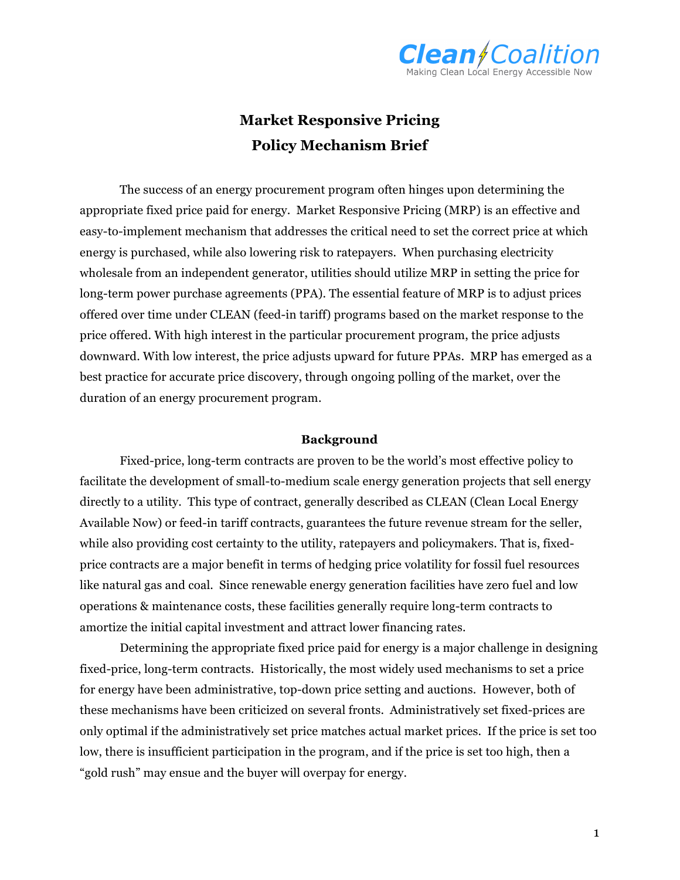# Market Responsive Pricing
# Policy Mechanism Brief

The success of an energy procurement program often hinges upon determining the appropriate fixed price paid for energy. Market Responsive Pricing (MRP) is an effective and easy-to-implement mechanism that addresses the critical need to set the correct price at which energy is purchased, while also lowering risk to ratepayers. When purchasing electricity wholesale from an independent generator, utilities should utilize MRP in setting the price for long-term power purchase agreements (PPA). The essential feature of MRP is to adjust prices offered over time under CLEAN (feed-in tariff) programs based on the market response to the price offered. With high interest in the particular procurement program, the price adjusts downward. With low interest, the price adjusts upward for future PPAs. MRP has emerged as a best practice for accurate price discovery, through ongoing polling of the market, over the duration of an energy procurement program.

## Background

Fixed-price, long-term contracts are proven to be the world's most effective policy to facilitate the development of small-to-medium scale energy generation projects that sell energy directly to a utility. This type of contract, generally described as CLEAN (Clean Local Energy Available Now) or feed-in tariff contracts, guarantees the future revenue stream for the seller, while also providing cost certainty to the utility, ratepayers and policymakers. That is, fixed-price contracts are a major benefit in terms of hedging price volatility for fossil fuel resources like natural gas and coal. Since renewable energy generation facilities have zero fuel and low operations & maintenance costs, these facilities generally require long-term contracts to amortize the initial capital investment and attract lower financing rates.

Determining the appropriate fixed price paid for energy is a major challenge in designing fixed-price, long-term contracts. Historically, the most widely used mechanisms to set a price for energy have been administrative, top-down price setting and auctions. However, both of these mechanisms have been criticized on several fronts. Administratively set fixed-prices are only optimal if the administratively set price matches actual market prices. If the price is set too low, there is insufficient participation in the program, and if the price is set too high, then a "gold rush" may ensue and the buyer will overpay for energy.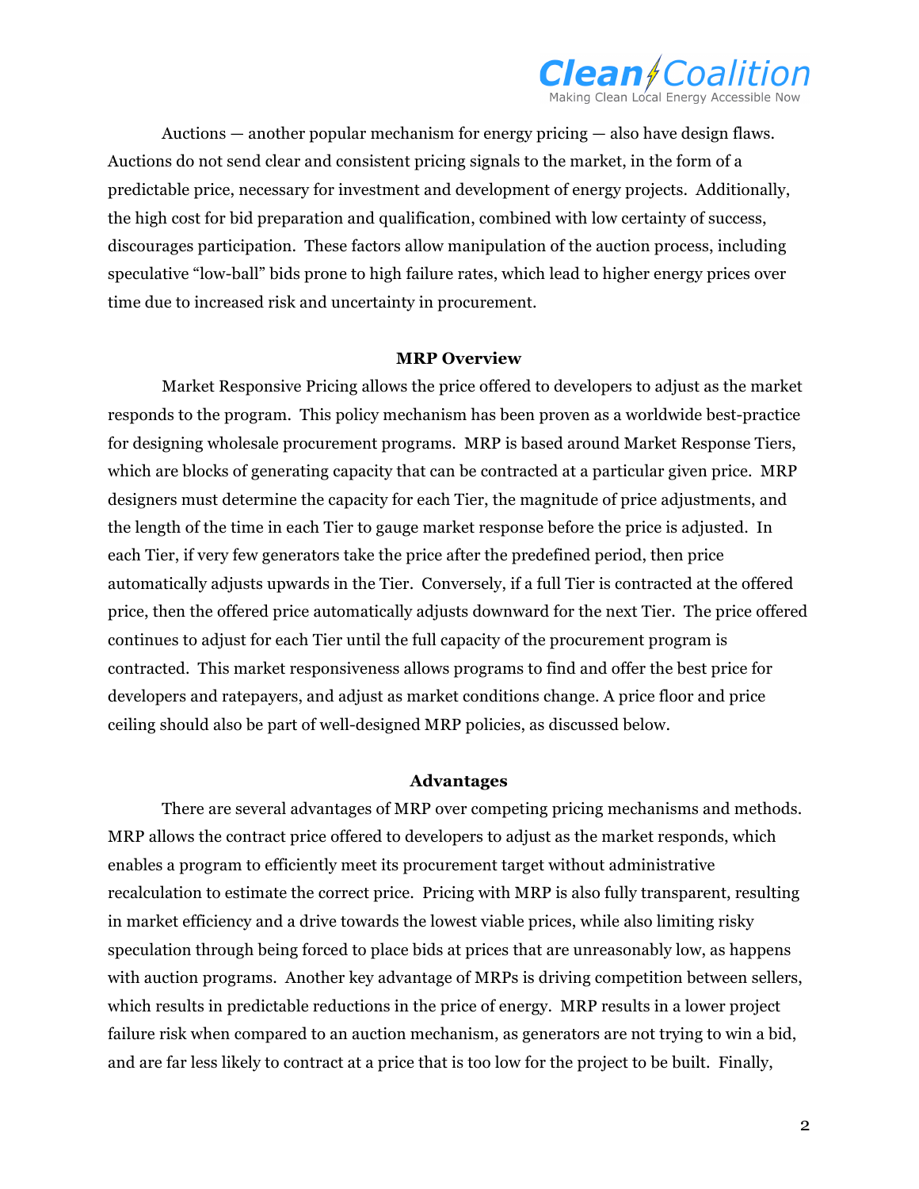Auctions — another popular mechanism for energy pricing — also have design flaws. Auctions do not send clear and consistent pricing signals to the market, in the form of a predictable price, necessary for investment and development of energy projects. Additionally, the high cost for bid preparation and qualification, combined with low certainty of success, discourages participation. These factors allow manipulation of the auction process, including speculative "low-ball" bids prone to high failure rates, which lead to higher energy prices over time due to increased risk and uncertainty in procurement.

**MRP Overview**

Market Responsive Pricing allows the price offered to developers to adjust as the market responds to the program. This policy mechanism has been proven as a worldwide best-practice for designing wholesale procurement programs. MRP is based around Market Response Tiers, which are blocks of generating capacity that can be contracted at a particular given price. MRP designers must determine the capacity for each Tier, the magnitude of price adjustments, and the length of the time in each Tier to gauge market response before the price is adjusted. In each Tier, if very few generators take the price after the predefined period, then price automatically adjusts upwards in the Tier. Conversely, if a full Tier is contracted at the offered price, then the offered price automatically adjusts downward for the next Tier. The price offered continues to adjust for each Tier until the full capacity of the procurement program is contracted. This market responsiveness allows programs to find and offer the best price for developers and ratepayers, and adjust as market conditions change. A price floor and price ceiling should also be part of well-designed MRP policies, as discussed below.

**Advantages**

There are several advantages of MRP over competing pricing mechanisms and methods. MRP allows the contract price offered to developers to adjust as the market responds, which enables a program to efficiently meet its procurement target without administrative recalculation to estimate the correct price. Pricing with MRP is also fully transparent, resulting in market efficiency and a drive towards the lowest viable prices, while also limiting risky speculation through being forced to place bids at prices that are unreasonably low, as happens with auction programs. Another key advantage of MRPs is driving competition between sellers, which results in predictable reductions in the price of energy. MRP results in a lower project failure risk when compared to an auction mechanism, as generators are not trying to win a bid, and are far less likely to contract at a price that is too low for the project to be built. Finally,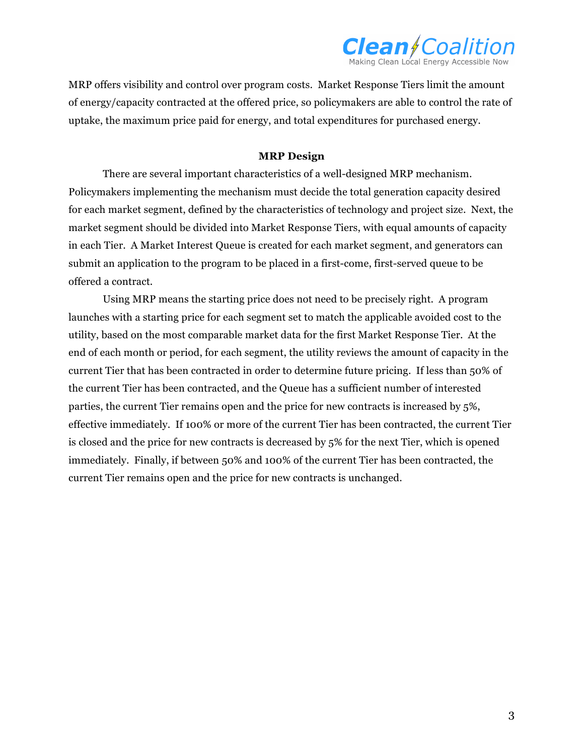MRP offers visibility and control over program costs. Market Response Tiers limit the amount of energy/capacity contracted at the offered price, so policymakers are able to control the rate of uptake, the maximum price paid for energy, and total expenditures for purchased energy.

**MRP Design**

There are several important characteristics of a well-designed MRP mechanism. Policymakers implementing the mechanism must decide the total generation capacity desired for each market segment, defined by the characteristics of technology and project size. Next, the market segment should be divided into Market Response Tiers, with equal amounts of capacity in each Tier. A Market Interest Queue is created for each market segment, and generators can submit an application to the program to be placed in a first-come, first-served queue to be offered a contract.

Using MRP means the starting price does not need to be precisely right. A program launches with a starting price for each segment set to match the applicable avoided cost to the utility, based on the most comparable market data for the first Market Response Tier. At the end of each month or period, for each segment, the utility reviews the amount of capacity in the current Tier that has been contracted in order to determine future pricing. If less than 50% of the current Tier has been contracted, and the Queue has a sufficient number of interested parties, the current Tier remains open and the price for new contracts is increased by 5%, effective immediately. If 100% or more of the current Tier has been contracted, the current Tier is closed and the price for new contracts is decreased by 5% for the next Tier, which is opened immediately. Finally, if between 50% and 100% of the current Tier has been contracted, the current Tier remains open and the price for new contracts is unchanged.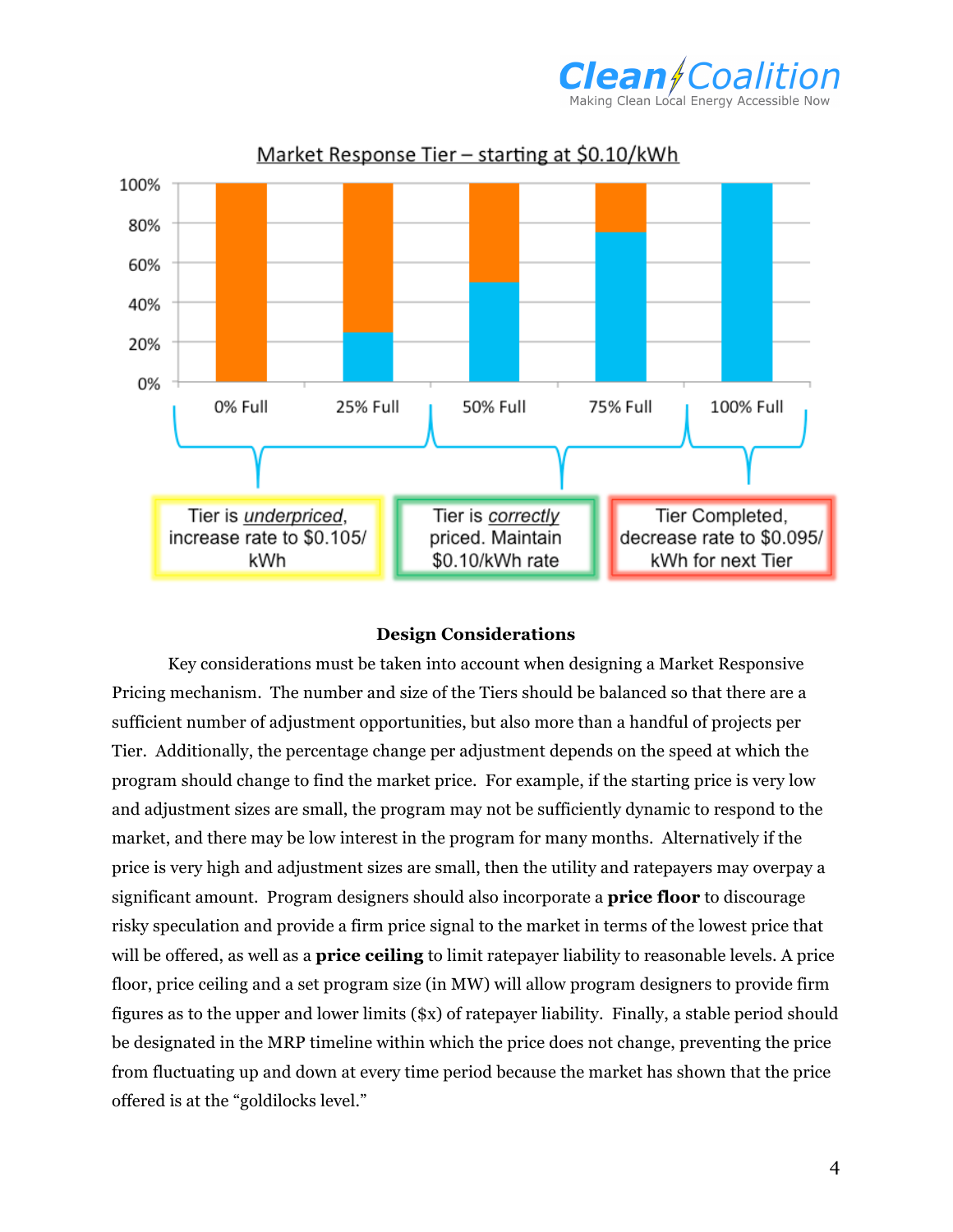Market Response Tier – starting at $0.10/kWh

0% Full | 25% Full | 50% Full | 75% Full | 100% Full

Tier is *underpriced*, increase rate to $0.105/kWh

Tier is *correctly* priced. Maintain $0.10/kWh rate

Tier Completed, decrease rate to $0.095/kWh for next Tier

### Design Considerations

Key considerations must be taken into account when designing a Market Responsive Pricing mechanism. The number and size of the Tiers should be balanced so that there are a sufficient number of adjustment opportunities, but also more than a handful of projects per Tier. Additionally, the percentage change per adjustment depends on the speed at which the program should change to find the market price. For example, if the starting price is very low and adjustment sizes are small, the program may not be sufficiently dynamic to respond to the market, and there may be low interest in the program for many months. Alternatively if the price is very high and adjustment sizes are small, then the utility and ratepayers may overpay a significant amount. Program designers should also incorporate a **price floor** to discourage risky speculation and provide a firm price signal to the market in terms of the lowest price that will be offered, as well as a **price ceiling** to limit ratepayer liability to reasonable levels. A price floor, price ceiling and a set program size (in MW) will allow program designers to provide firm figures as to the upper and lower limits ($x) of ratepayer liability. Finally, a stable period should be designated in the MRP timeline within which the price does not change, preventing the price from fluctuating up and down at every time period because the market has shown that the price offered is at the "goldilocks level."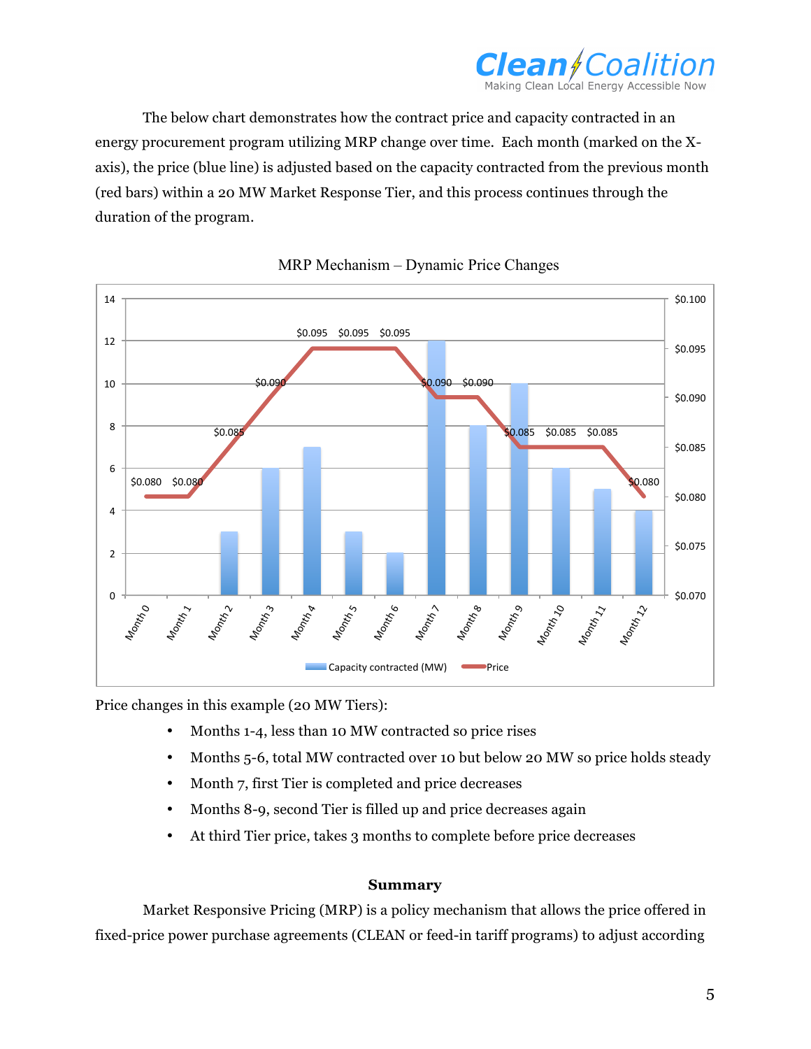The below chart demonstrates how the contract price and capacity contracted in an energy procurement program utilizing MRP change over time. Each month (marked on the X-axis), the price (blue line) is adjusted based on the capacity contracted from the previous month (red bars) within a 20 MW Market Response Tier, and this process continues through the duration of the program.

MRP Mechanism – Dynamic Price Changes

| Month | Capacity contracted (MW) | Price |
|---|---|---|
| Month 0 | 0 | $0.080 |
| Month 1 | 0 | $0.080 |
| Month 2 | 3 | $0.085 |
| Month 3 | 6 | $0.090 |
| Month 4 | 7 | $0.095 |
| Month 5 | 3 | $0.095 |
| Month 6 | 2 | $0.095 |
| Month 7 | 12 | $0.090 |
| Month 8 | 8 | $0.090 |
| Month 9 | 10 | $0.085 |
| Month 10 | 6 | $0.085 |
| Month 11 | 5 | $0.085 |
| Month 12 | 4 | $0.080 |

Price changes in this example (20 MW Tiers):

- Months 1-4, less than 10 MW contracted so price rises
- Months 5-6, total MW contracted over 10 but below 20 MW so price holds steady
- Month 7, first Tier is completed and price decreases
- Months 8-9, second Tier is filled up and price decreases again
- At third Tier price, takes 3 months to complete before price decreases

**Summary**

Market Responsive Pricing (MRP) is a policy mechanism that allows the price offered in fixed-price power purchase agreements (CLEAN or feed-in tariff programs) to adjust according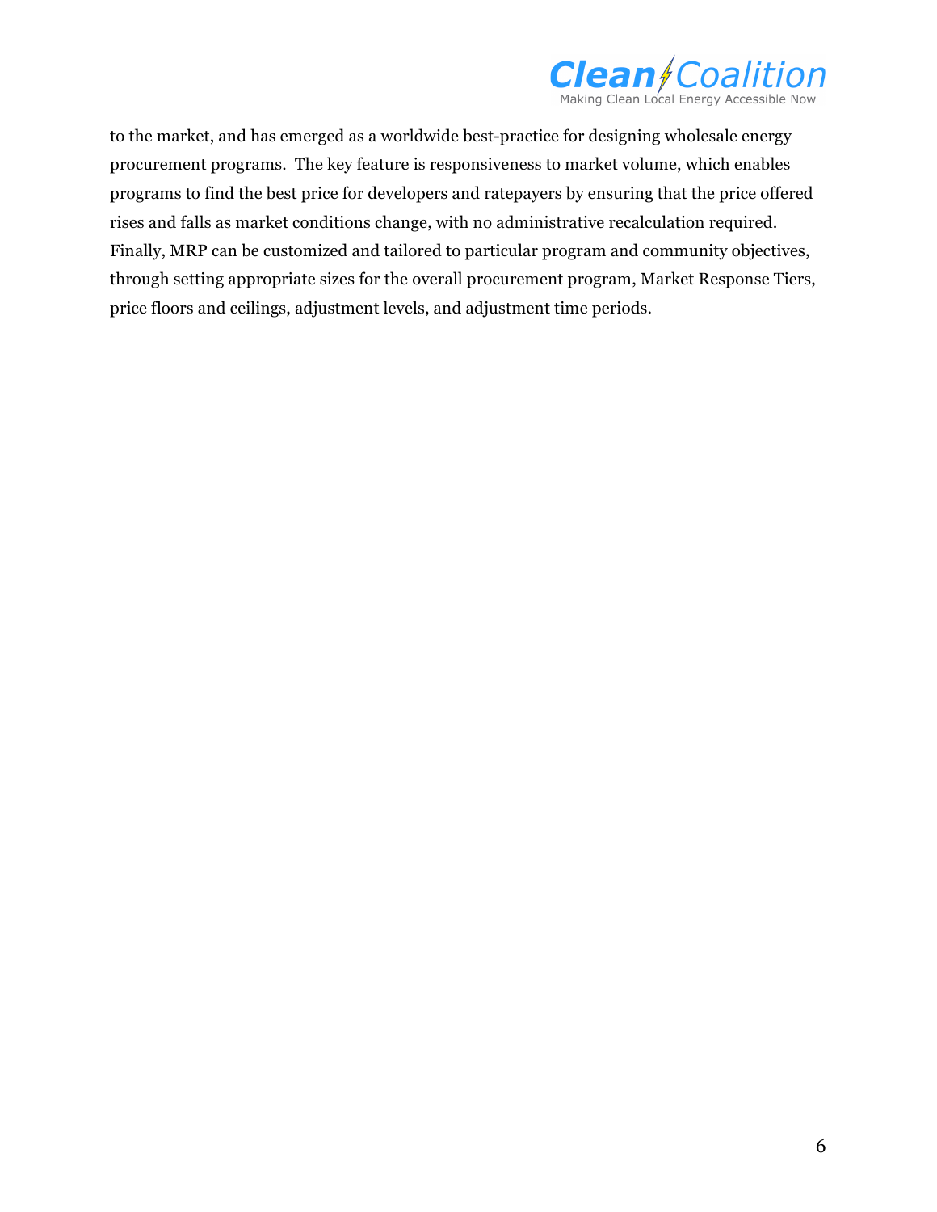to the market, and has emerged as a worldwide best-practice for designing wholesale energy procurement programs. The key feature is responsiveness to market volume, which enables programs to find the best price for developers and ratepayers by ensuring that the price offered rises and falls as market conditions change, with no administrative recalculation required. Finally, MRP can be customized and tailored to particular program and community objectives, through setting appropriate sizes for the overall procurement program, Market Response Tiers, price floors and ceilings, adjustment levels, and adjustment time periods.